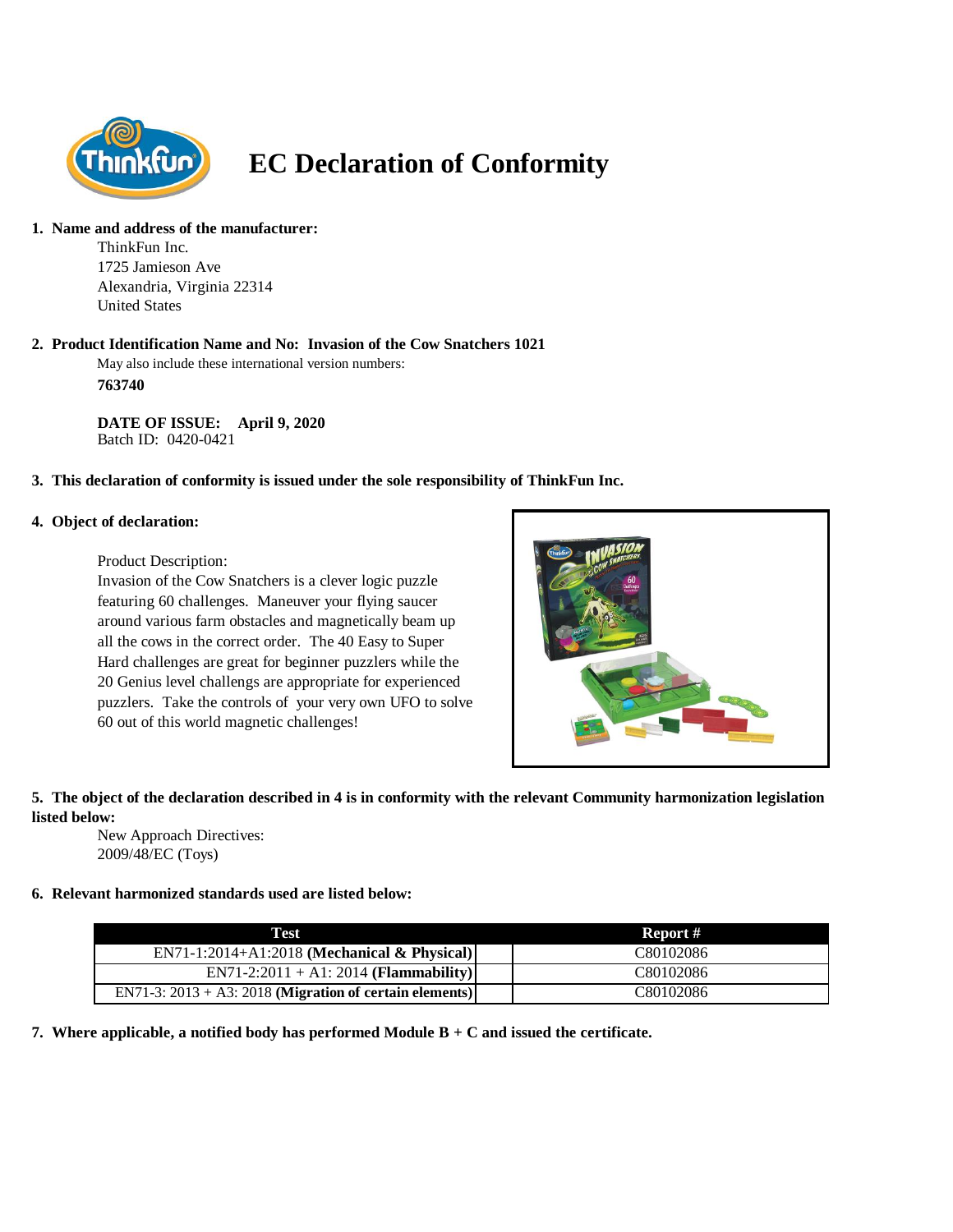# EC Declaration of Conformity

1. **Name and address of the manufacturer:**

   ThinkFun Inc.
   1725 Jamieson Ave
   Alexandria, Virginia 22314
   United States

2. **Product Identification Name and No: Invasion of the Cow Snatchers 1021**

   May also include these international version numbers:

   **763740**

   **DATE OF ISSUE: April 9, 2020**
   Batch ID: 0420-0421

3. **This declaration of conformity is issued under the sole responsibility of ThinkFun Inc.**

4. **Object of declaration:**

   Product Description:
   Invasion of the Cow Snatchers is a clever logic puzzle featuring 60 challenges. Maneuver your flying saucer around various farm obstacles and magnetically beam up all the cows in the correct order. The 40 Easy to Super Hard challenges are great for beginner puzzlers while the 20 Genius level challengs are appropriate for experienced puzzlers. Take the controls of your very own UFO to solve 60 out of this world magnetic challenges!

5. **The object of the declaration described in 4 is in conformity with the relevant Community harmonization legislation listed below:**

   New Approach Directives:
   2009/48/EC (Toys)

6. **Relevant harmonized standards used are listed below:**

| Test | Report # |
|---|---|
| EN71-1:2014+A1:2018 **(Mechanical & Physical)** | C80102086 |
| EN71-2:2011 + A1: 2014 **(Flammability)** | C80102086 |
| EN71-3: 2013 + A3: 2018 **(Migration of certain elements)** | C80102086 |

7. **Where applicable, a notified body has performed Module B + C and issued the certificate.**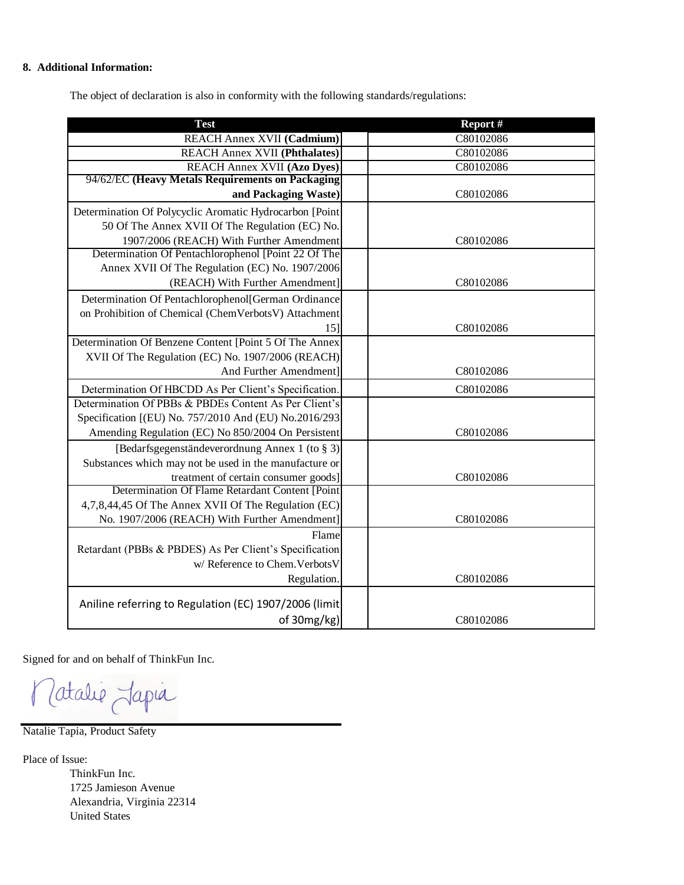**8. Additional Information:**

The object of declaration is also in conformity with the following standards/regulations:

| Test | Report # |
|---|---|
| REACH Annex XVII **(Cadmium)** | C80102086 |
| REACH Annex XVII **(Phthalates)** | C80102086 |
| REACH Annex XVII **(Azo Dyes)** | C80102086 |
| 94/62/EC **(Heavy Metals Requirements on Packaging and Packaging Waste)** | C80102086 |
| Determination Of Polycyclic Aromatic Hydrocarbon [Point 50 Of The Annex XVII Of The Regulation (EC) No. 1907/2006 (REACH) With Further Amendment | C80102086 |
| Determination Of Pentachlorophenol [Point 22 Of The Annex XVII Of The Regulation (EC) No. 1907/2006 (REACH) With Further Amendment] | C80102086 |
| Determination Of Pentachlorophenol[German Ordinance on Prohibition of Chemical (ChemVerbotsV) Attachment 15] | C80102086 |
| Determination Of Benzene Content [Point 5 Of The Annex XVII Of The Regulation (EC) No. 1907/2006 (REACH) And Further Amendment] | C80102086 |
| Determination Of HBCDD As Per Client's Specification. | C80102086 |
| Determination Of PBBs & PBDEs Content As Per Client's Specification [(EU) No. 757/2010 And (EU) No.2016/293 Amending Regulation (EC) No 850/2004 On Persistent | C80102086 |
| [Bedarfsgegenständeverordnung Annex 1 (to § 3) Substances which may not be used in the manufacture or treatment of certain consumer goods] | C80102086 |
| Determination Of Flame Retardant Content [Point 4,7,8,44,45 Of The Annex XVII Of The Regulation (EC) No. 1907/2006 (REACH) With Further Amendment] | C80102086 |
| Flame Retardant (PBBs & PBDES) As Per Client's Specification w/ Reference to Chem.VerbotsV Regulation. | C80102086 |
| Aniline referring to Regulation (EC) 1907/2006 (limit of 30mg/kg) | C80102086 |

Signed for and on behalf of ThinkFun Inc.

Natalie Tapia

Natalie Tapia, Product Safety

Place of Issue:

ThinkFun Inc.
1725 Jamieson Avenue
Alexandria, Virginia 22314
United States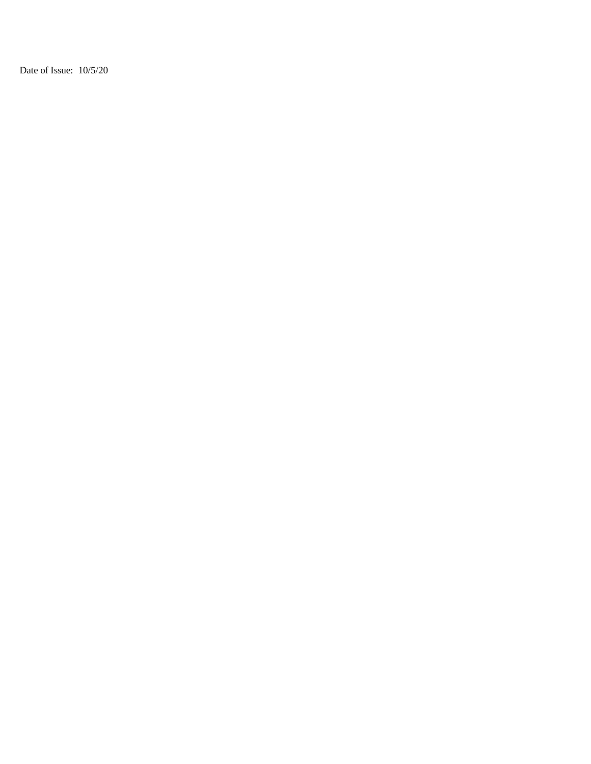Date of Issue: 10/5/20